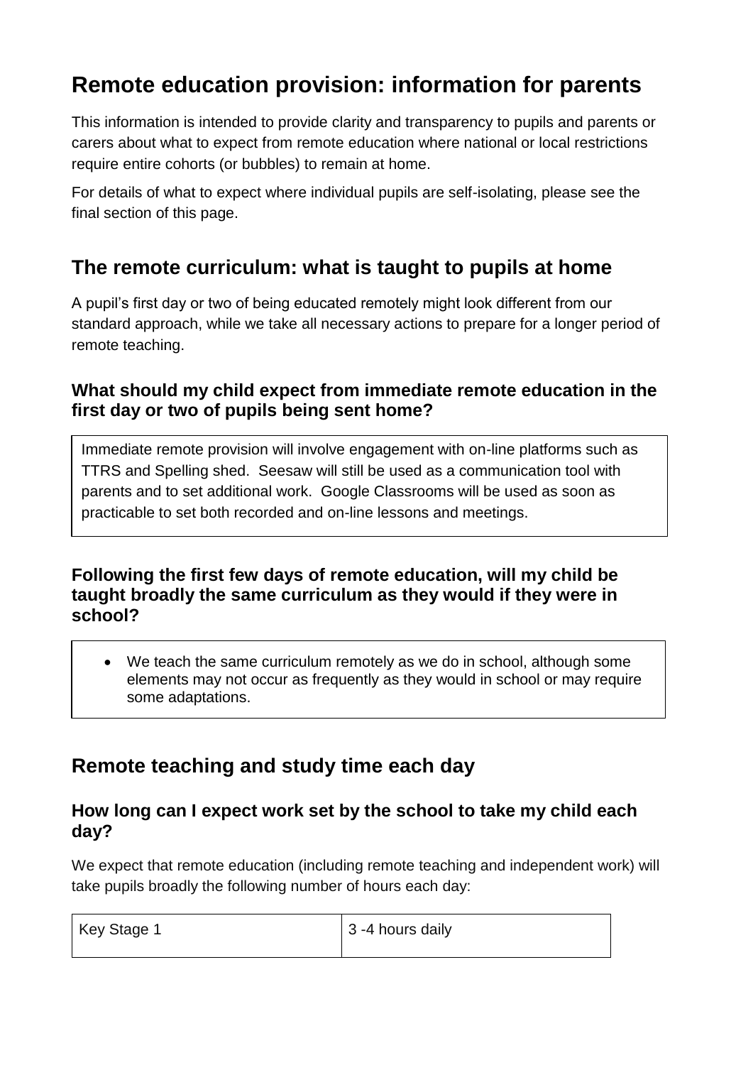# Remote education provision: information for parents

This information is intended to provide clarity and transparency to pupils and parents or carers about what to expect from remote education where national or local restrictions require entire cohorts (or bubbles) to remain at home.

For details of what to expect where individual pupils are self-isolating, please see the final section of this page.

## The remote curriculum: what is taught to pupils at home

A pupil's first day or two of being educated remotely might look different from our standard approach, while we take all necessary actions to prepare for a longer period of remote teaching.

### What should my child expect from immediate remote education in the first day or two of pupils being sent home?

Immediate remote provision will involve engagement with on-line platforms such as TTRS and Spelling shed. Seesaw will still be used as a communication tool with parents and to set additional work. Google Classrooms will be used as soon as practicable to set both recorded and on-line lessons and meetings.

### Following the first few days of remote education, will my child be taught broadly the same curriculum as they would if they were in school?

- We teach the same curriculum remotely as we do in school, although some elements may not occur as frequently as they would in school or may require some adaptations.

## Remote teaching and study time each day

### How long can I expect work set by the school to take my child each day?

We expect that remote education (including remote teaching and independent work) will take pupils broadly the following number of hours each day:

| Key Stage 1 | 3 -4 hours daily |
|---|---|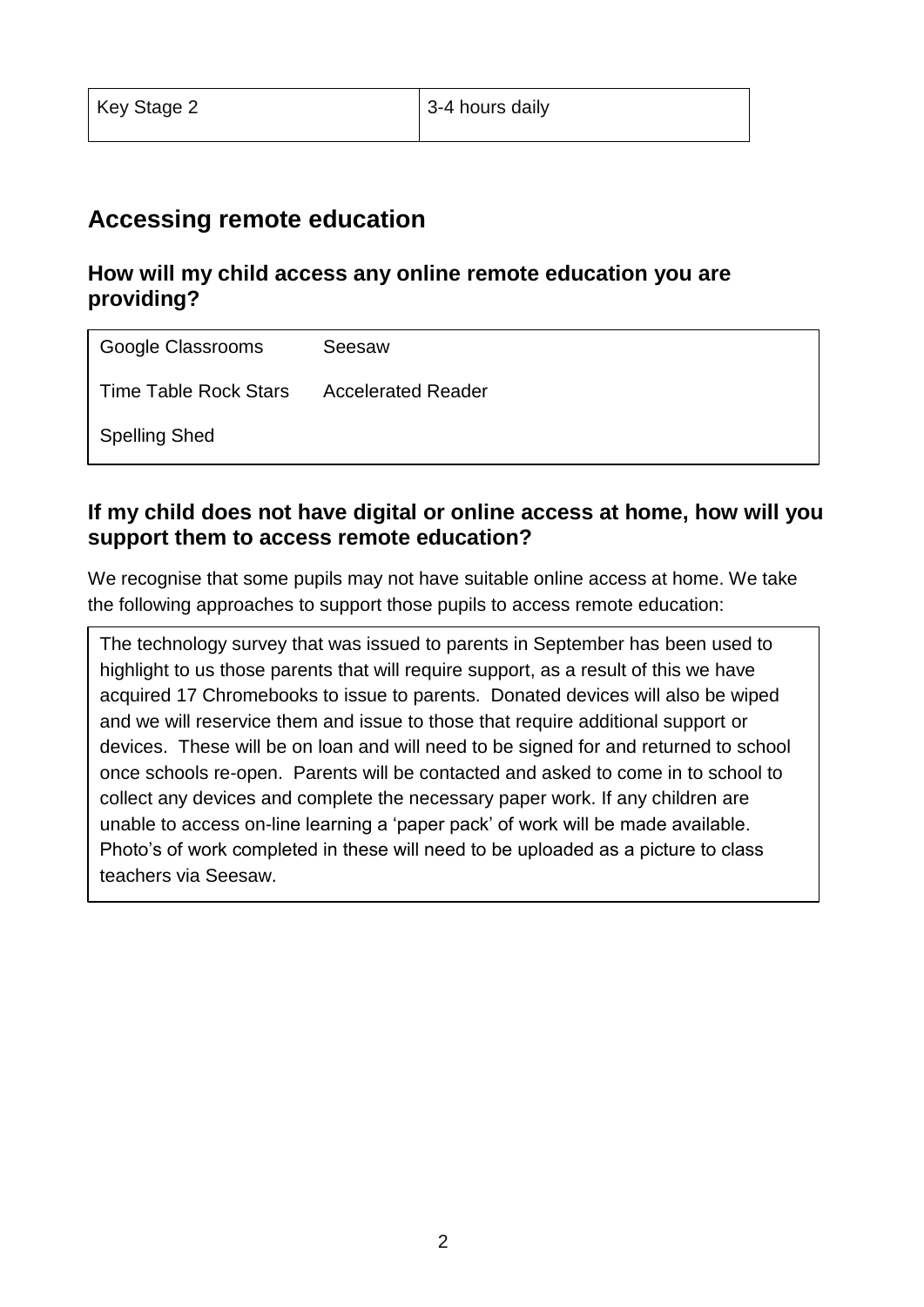| Key Stage 2 | 3-4 hours daily |
| --- | --- |

## Accessing remote education

### How will my child access any online remote education you are providing?

| | |
| --- | --- |
| Google Classrooms | Seesaw |
| Time Table Rock Stars | Accelerated Reader |
| Spelling Shed | |

### If my child does not have digital or online access at home, how will you support them to access remote education?

We recognise that some pupils may not have suitable online access at home. We take the following approaches to support those pupils to access remote education:

The technology survey that was issued to parents in September has been used to highlight to us those parents that will require support, as a result of this we have acquired 17 Chromebooks to issue to parents. Donated devices will also be wiped and we will reservice them and issue to those that require additional support or devices. These will be on loan and will need to be signed for and returned to school once schools re-open. Parents will be contacted and asked to come in to school to collect any devices and complete the necessary paper work. If any children are unable to access on-line learning a 'paper pack' of work will be made available. Photo's of work completed in these will need to be uploaded as a picture to class teachers via Seesaw.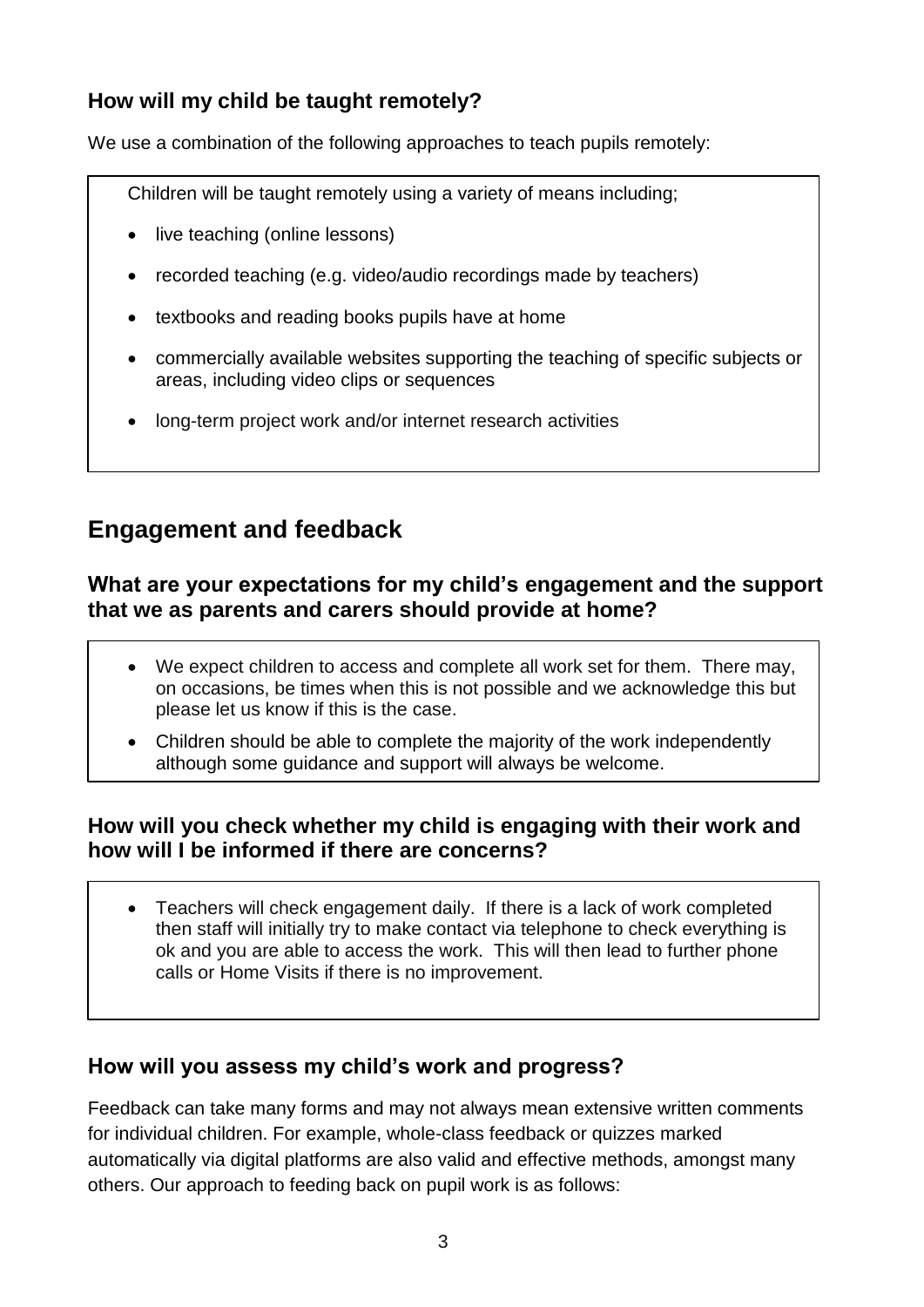### How will my child be taught remotely?

We use a combination of the following approaches to teach pupils remotely:

Children will be taught remotely using a variety of means including;

- live teaching (online lessons)
- recorded teaching (e.g. video/audio recordings made by teachers)
- textbooks and reading books pupils have at home
- commercially available websites supporting the teaching of specific subjects or areas, including video clips or sequences
- long-term project work and/or internet research activities

## Engagement and feedback

### What are your expectations for my child's engagement and the support that we as parents and carers should provide at home?

- We expect children to access and complete all work set for them. There may, on occasions, be times when this is not possible and we acknowledge this but please let us know if this is the case.
- Children should be able to complete the majority of the work independently although some guidance and support will always be welcome.

### How will you check whether my child is engaging with their work and how will I be informed if there are concerns?

- Teachers will check engagement daily. If there is a lack of work completed then staff will initially try to make contact via telephone to check everything is ok and you are able to access the work. This will then lead to further phone calls or Home Visits if there is no improvement.

### How will you assess my child's work and progress?

Feedback can take many forms and may not always mean extensive written comments for individual children. For example, whole-class feedback or quizzes marked automatically via digital platforms are also valid and effective methods, amongst many others. Our approach to feeding back on pupil work is as follows: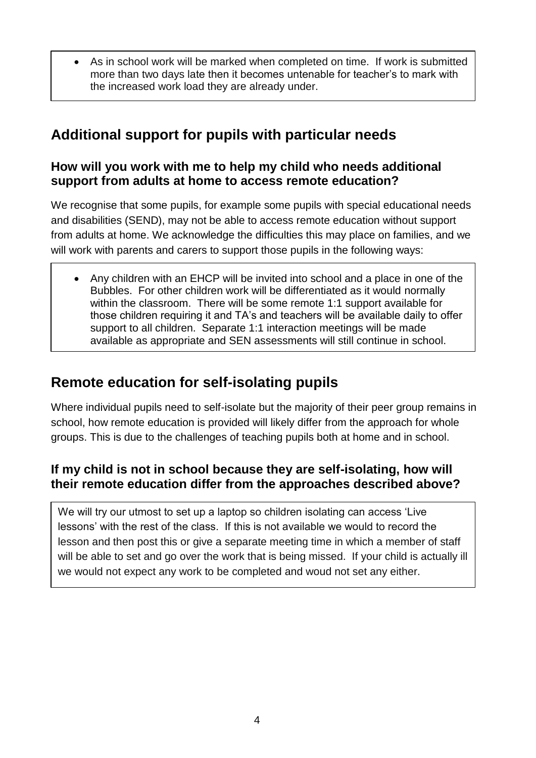- As in school work will be marked when completed on time. If work is submitted more than two days late then it becomes untenable for teacher's to mark with the increased work load they are already under.

## Additional support for pupils with particular needs

### How will you work with me to help my child who needs additional support from adults at home to access remote education?

We recognise that some pupils, for example some pupils with special educational needs and disabilities (SEND), may not be able to access remote education without support from adults at home. We acknowledge the difficulties this may place on families, and we will work with parents and carers to support those pupils in the following ways:

- Any children with an EHCP will be invited into school and a place in one of the Bubbles. For other children work will be differentiated as it would normally within the classroom. There will be some remote 1:1 support available for those children requiring it and TA's and teachers will be available daily to offer support to all children. Separate 1:1 interaction meetings will be made available as appropriate and SEN assessments will still continue in school.

## Remote education for self-isolating pupils

Where individual pupils need to self-isolate but the majority of their peer group remains in school, how remote education is provided will likely differ from the approach for whole groups. This is due to the challenges of teaching pupils both at home and in school.

### If my child is not in school because they are self-isolating, how will their remote education differ from the approaches described above?

We will try our utmost to set up a laptop so children isolating can access 'Live lessons' with the rest of the class. If this is not available we would to record the lesson and then post this or give a separate meeting time in which a member of staff will be able to set and go over the work that is being missed. If your child is actually ill we would not expect any work to be completed and woud not set any either.